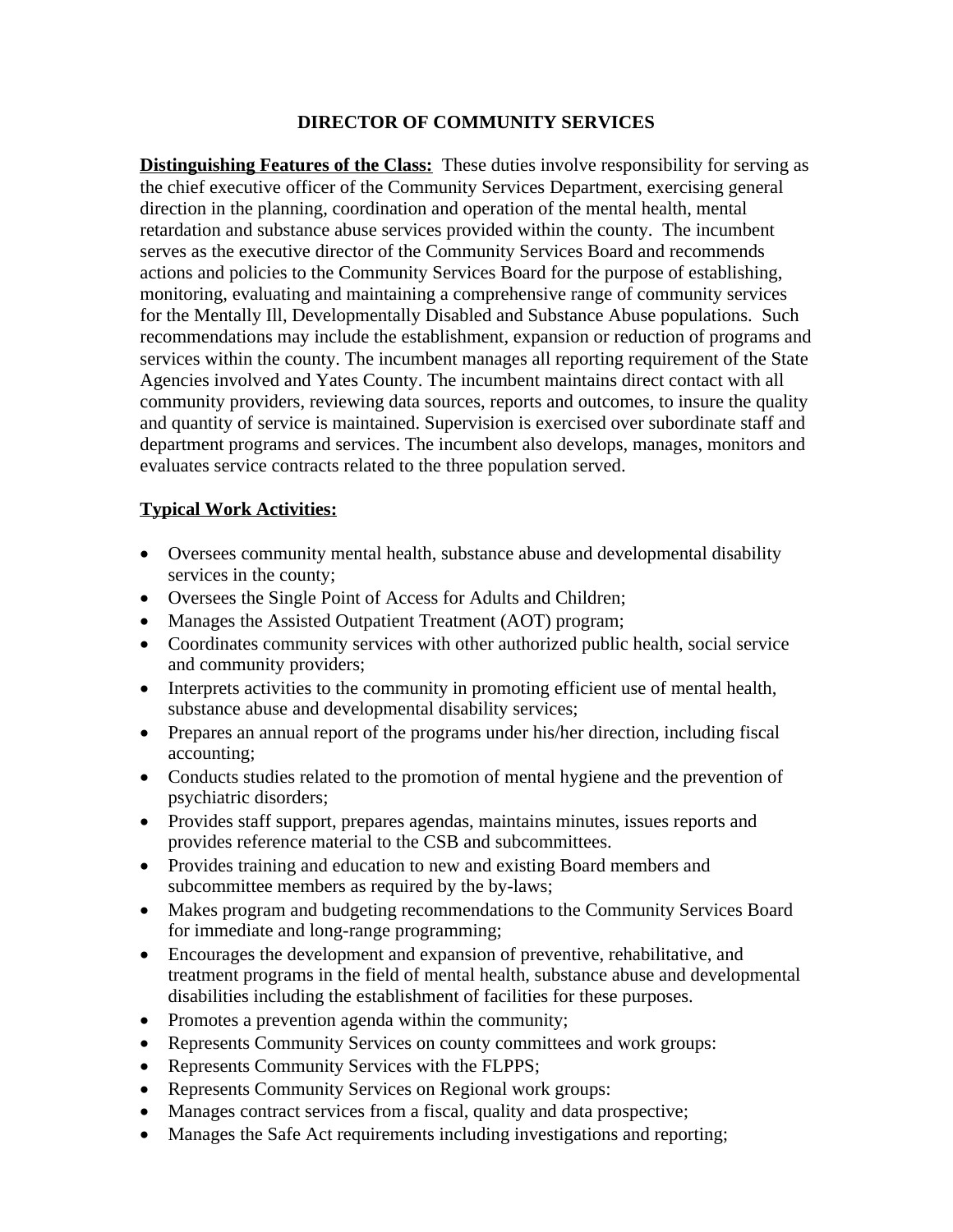# DIRECTOR OF COMMUNITY SERVICES

**Distinguishing Features of the Class:** These duties involve responsibility for serving as the chief executive officer of the Community Services Department, exercising general direction in the planning, coordination and operation of the mental health, mental retardation and substance abuse services provided within the county. The incumbent serves as the executive director of the Community Services Board and recommends actions and policies to the Community Services Board for the purpose of establishing, monitoring, evaluating and maintaining a comprehensive range of community services for the Mentally Ill, Developmentally Disabled and Substance Abuse populations. Such recommendations may include the establishment, expansion or reduction of programs and services within the county. The incumbent manages all reporting requirement of the State Agencies involved and Yates County. The incumbent maintains direct contact with all community providers, reviewing data sources, reports and outcomes, to insure the quality and quantity of service is maintained. Supervision is exercised over subordinate staff and department programs and services. The incumbent also develops, manages, monitors and evaluates service contracts related to the three population served.

**Typical Work Activities:**

- Oversees community mental health, substance abuse and developmental disability services in the county;
- Oversees the Single Point of Access for Adults and Children;
- Manages the Assisted Outpatient Treatment (AOT) program;
- Coordinates community services with other authorized public health, social service and community providers;
- Interprets activities to the community in promoting efficient use of mental health, substance abuse and developmental disability services;
- Prepares an annual report of the programs under his/her direction, including fiscal accounting;
- Conducts studies related to the promotion of mental hygiene and the prevention of psychiatric disorders;
- Provides staff support, prepares agendas, maintains minutes, issues reports and provides reference material to the CSB and subcommittees.
- Provides training and education to new and existing Board members and subcommittee members as required by the by-laws;
- Makes program and budgeting recommendations to the Community Services Board for immediate and long-range programming;
- Encourages the development and expansion of preventive, rehabilitative, and treatment programs in the field of mental health, substance abuse and developmental disabilities including the establishment of facilities for these purposes.
- Promotes a prevention agenda within the community;
- Represents Community Services on county committees and work groups:
- Represents Community Services with the FLPPS;
- Represents Community Services on Regional work groups:
- Manages contract services from a fiscal, quality and data prospective;
- Manages the Safe Act requirements including investigations and reporting;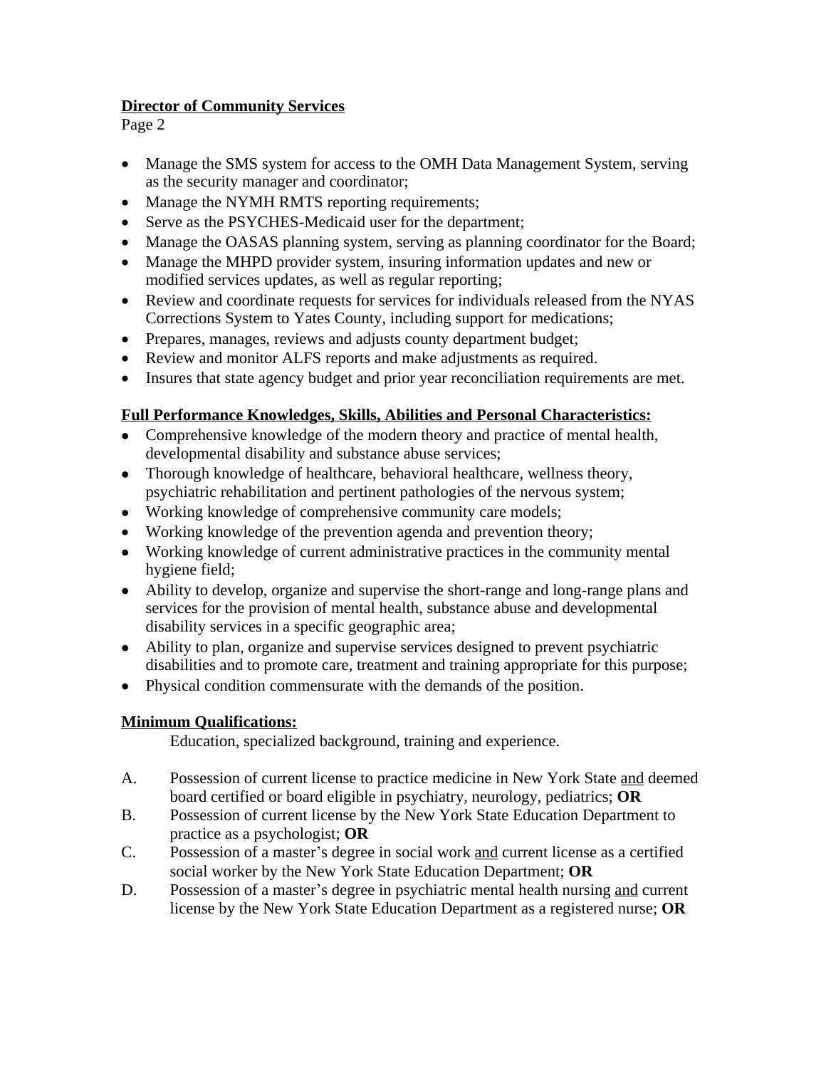- Manage the SMS system for access to the OMH Data Management System, serving as the security manager and coordinator;
- Manage the NYMH RMTS reporting requirements;
- Serve as the PSYCHES-Medicaid user for the department;
- Manage the OASAS planning system, serving as planning coordinator for the Board;
- Manage the MHPD provider system, insuring information updates and new or modified services updates, as well as regular reporting;
- Review and coordinate requests for services for individuals released from the NYAS Corrections System to Yates County, including support for medications;
- Prepares, manages, reviews and adjusts county department budget;
- Review and monitor ALFS reports and make adjustments as required.
- Insures that state agency budget and prior year reconciliation requirements are met.

**Full Performance Knowledges, Skills, Abilities and Personal Characteristics:**

- Comprehensive knowledge of the modern theory and practice of mental health, developmental disability and substance abuse services;
- Thorough knowledge of healthcare, behavioral healthcare, wellness theory, psychiatric rehabilitation and pertinent pathologies of the nervous system;
- Working knowledge of comprehensive community care models;
- Working knowledge of the prevention agenda and prevention theory;
- Working knowledge of current administrative practices in the community mental hygiene field;
- Ability to develop, organize and supervise the short-range and long-range plans and services for the provision of mental health, substance abuse and developmental disability services in a specific geographic area;
- Ability to plan, organize and supervise services designed to prevent psychiatric disabilities and to promote care, treatment and training appropriate for this purpose;
- Physical condition commensurate with the demands of the position.

**Minimum Qualifications:**

Education, specialized background, training and experience.

A. Possession of current license to practice medicine in New York State and deemed board certified or board eligible in psychiatry, neurology, pediatrics; **OR**

B. Possession of current license by the New York State Education Department to practice as a psychologist; **OR**

C. Possession of a master's degree in social work and current license as a certified social worker by the New York State Education Department; **OR**

D. Possession of a master's degree in psychiatric mental health nursing and current license by the New York State Education Department as a registered nurse; **OR**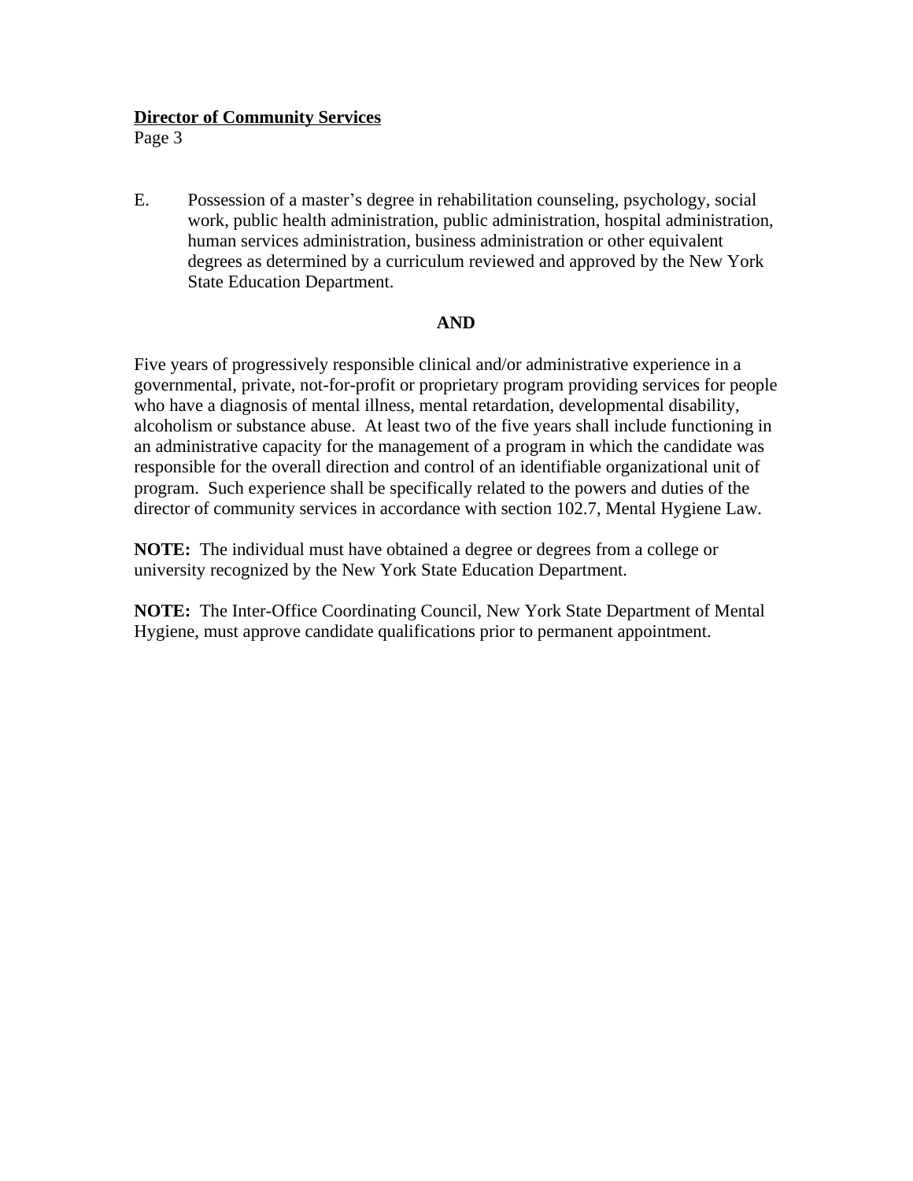E. Possession of a master's degree in rehabilitation counseling, psychology, social work, public health administration, public administration, hospital administration, human services administration, business administration or other equivalent degrees as determined by a curriculum reviewed and approved by the New York State Education Department.

**AND**

Five years of progressively responsible clinical and/or administrative experience in a governmental, private, not-for-profit or proprietary program providing services for people who have a diagnosis of mental illness, mental retardation, developmental disability, alcoholism or substance abuse. At least two of the five years shall include functioning in an administrative capacity for the management of a program in which the candidate was responsible for the overall direction and control of an identifiable organizational unit of program. Such experience shall be specifically related to the powers and duties of the director of community services in accordance with section 102.7, Mental Hygiene Law.

**NOTE:** The individual must have obtained a degree or degrees from a college or university recognized by the New York State Education Department.

**NOTE:** The Inter-Office Coordinating Council, New York State Department of Mental Hygiene, must approve candidate qualifications prior to permanent appointment.